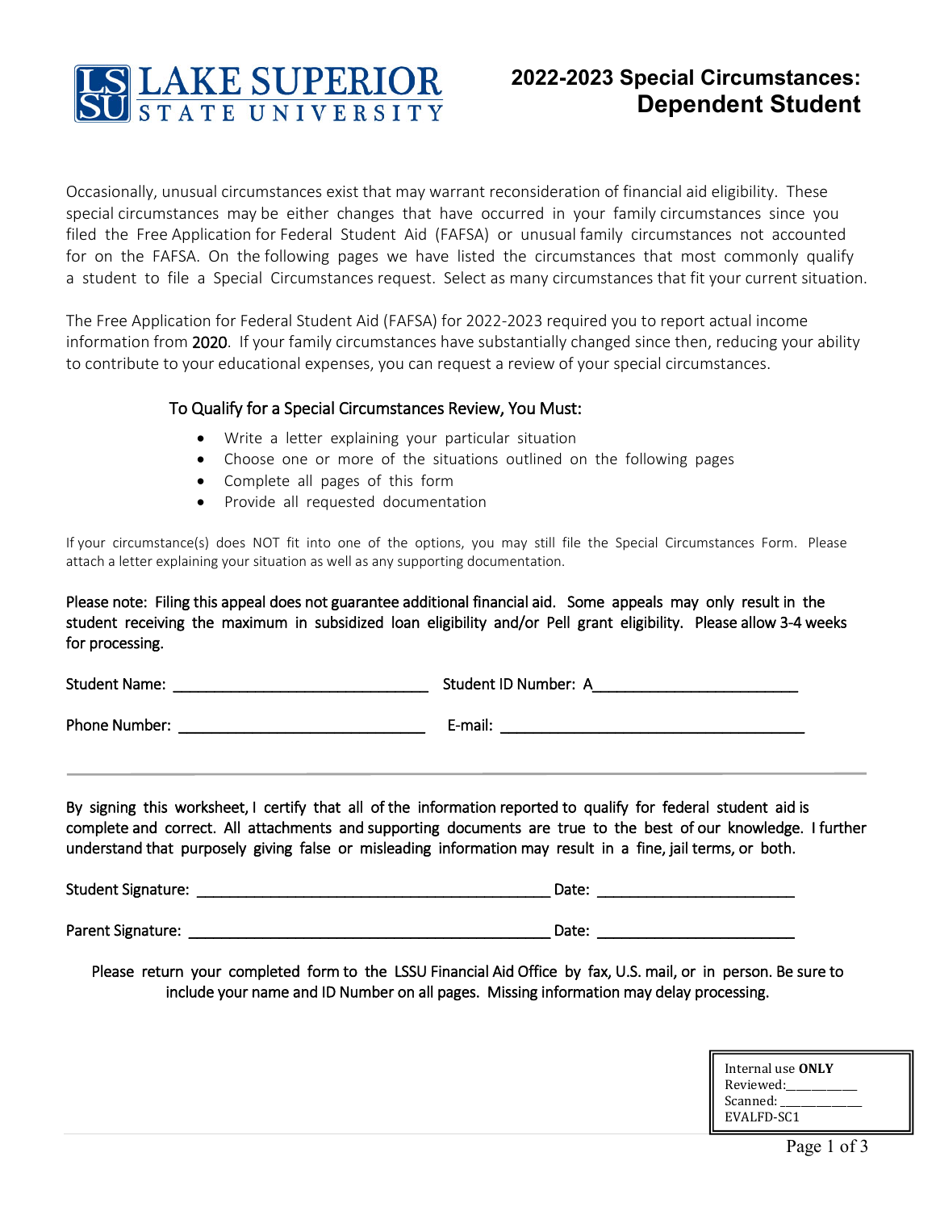LAKE SUPERIOR STATE UNIVERSITY

# 2022-2023 Special Circumstances: Dependent Student

Occasionally, unusual circumstances exist that may warrant reconsideration of financial aid eligibility. These special circumstances may be either changes that have occurred in your family circumstances since you filed the Free Application for Federal Student Aid (FAFSA) or unusual family circumstances not accounted for on the FAFSA. On the following pages we have listed the circumstances that most commonly qualify a student to file a Special Circumstances request. Select as many circumstances that fit your current situation.

The Free Application for Federal Student Aid (FAFSA) for 2022-2023 required you to report actual income information from 2020. If your family circumstances have substantially changed since then, reducing your ability to contribute to your educational expenses, you can request a review of your special circumstances.

## To Qualify for a Special Circumstances Review, You Must:

- Write a letter explaining your particular situation
- Choose one or more of the situations outlined on the following pages
- Complete all pages of this form
- Provide all requested documentation

If your circumstance(s) does NOT fit into one of the options, you may still file the Special Circumstances Form. Please attach a letter explaining your situation as well as any supporting documentation.

Please note: Filing this appeal does not guarantee additional financial aid. Some appeals may only result in the student receiving the maximum in subsidized loan eligibility and/or Pell grant eligibility. Please allow 3-4 weeks for processing.

Student Name: ______________________________ Student ID Number: A________________________

Phone Number: ______________________________ E-mail: ____________________________________

---

By signing this worksheet, I certify that all of the information reported to qualify for federal student aid is complete and correct. All attachments and supporting documents are true to the best of our knowledge. I further understand that purposely giving false or misleading information may result in a fine, jail terms, or both.

Student Signature: ___________________________________________ Date: ________________________

Parent Signature: ____________________________________________ Date: ________________________

Please return your completed form to the LSSU Financial Aid Office by fax, U.S. mail, or in person. Be sure to include your name and ID Number on all pages. Missing information may delay processing.

Internal use **ONLY**
Reviewed:___________
Scanned: ____________
EVALFD-SC1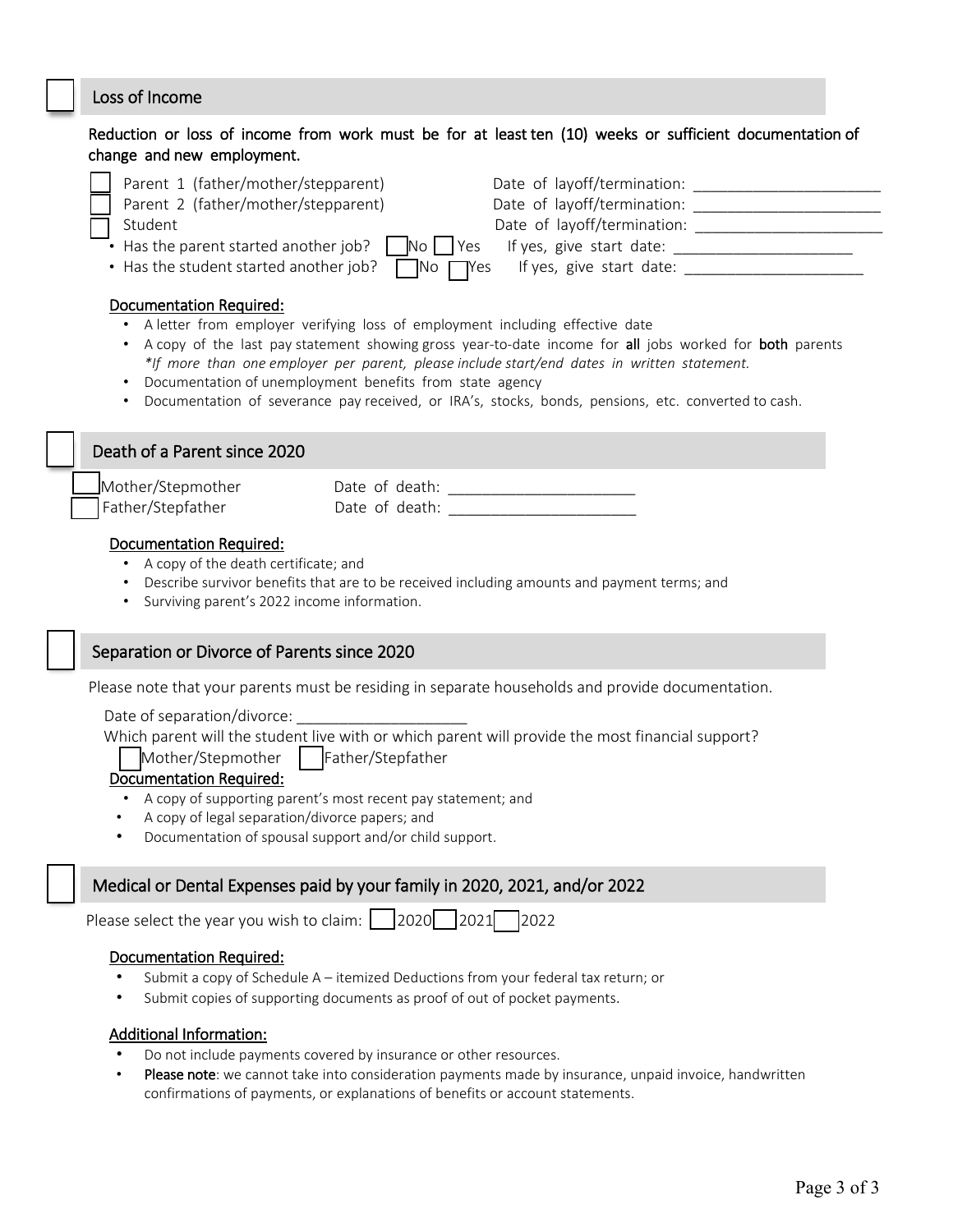## ☐ Loss of Income

Reduction or loss of income from work must be for at least ten (10) weeks or sufficient documentation of change and new employment.

- ☐ Parent 1 (father/mother/stepparent) Date of layoff/termination: ____________________
- ☐ Parent 2 (father/mother/stepparent) Date of layoff/termination: ____________________
- ☐ Student Date of layoff/termination: ____________________

- Has the parent started another job? ☐ No ☐ Yes If yes, give start date: ____________________
- Has the student started another job? ☐ No ☐ Yes If yes, give start date: ____________________

**Documentation Required:**

- A letter from employer verifying loss of employment including effective date
- A copy of the last pay statement showing gross year-to-date income for **all** jobs worked for **both** parents
  *\*If more than one employer per parent, please include start/end dates in written statement.*
- Documentation of unemployment benefits from state agency
- Documentation of severance pay received, or IRA's, stocks, bonds, pensions, etc. converted to cash.

## ☐ Death of a Parent since 2020

- ☐ Mother/Stepmother Date of death: ____________________
- ☐ Father/Stepfather Date of death: ____________________

**Documentation Required:**

- A copy of the death certificate; and
- Describe survivor benefits that are to be received including amounts and payment terms; and
- Surviving parent's 2022 income information.

## ☐ Separation or Divorce of Parents since 2020

Please note that your parents must be residing in separate households and provide documentation.

Date of separation/divorce: ____________________

Which parent will the student live with or which parent will provide the most financial support?

☐ Mother/Stepmother ☐ Father/Stepfather

**Documentation Required:**

- A copy of supporting parent's most recent pay statement; and
- A copy of legal separation/divorce papers; and
- Documentation of spousal support and/or child support.

## ☐ Medical or Dental Expenses paid by your family in 2020, 2021, and/or 2022

Please select the year you wish to claim: ☐ 2020 ☐ 2021 ☐ 2022

**Documentation Required:**

- Submit a copy of Schedule A – itemized Deductions from your federal tax return; or
- Submit copies of supporting documents as proof of out of pocket payments.

**Additional Information:**

- Do not include payments covered by insurance or other resources.
- **Please note**: we cannot take into consideration payments made by insurance, unpaid invoice, handwritten confirmations of payments, or explanations of benefits or account statements.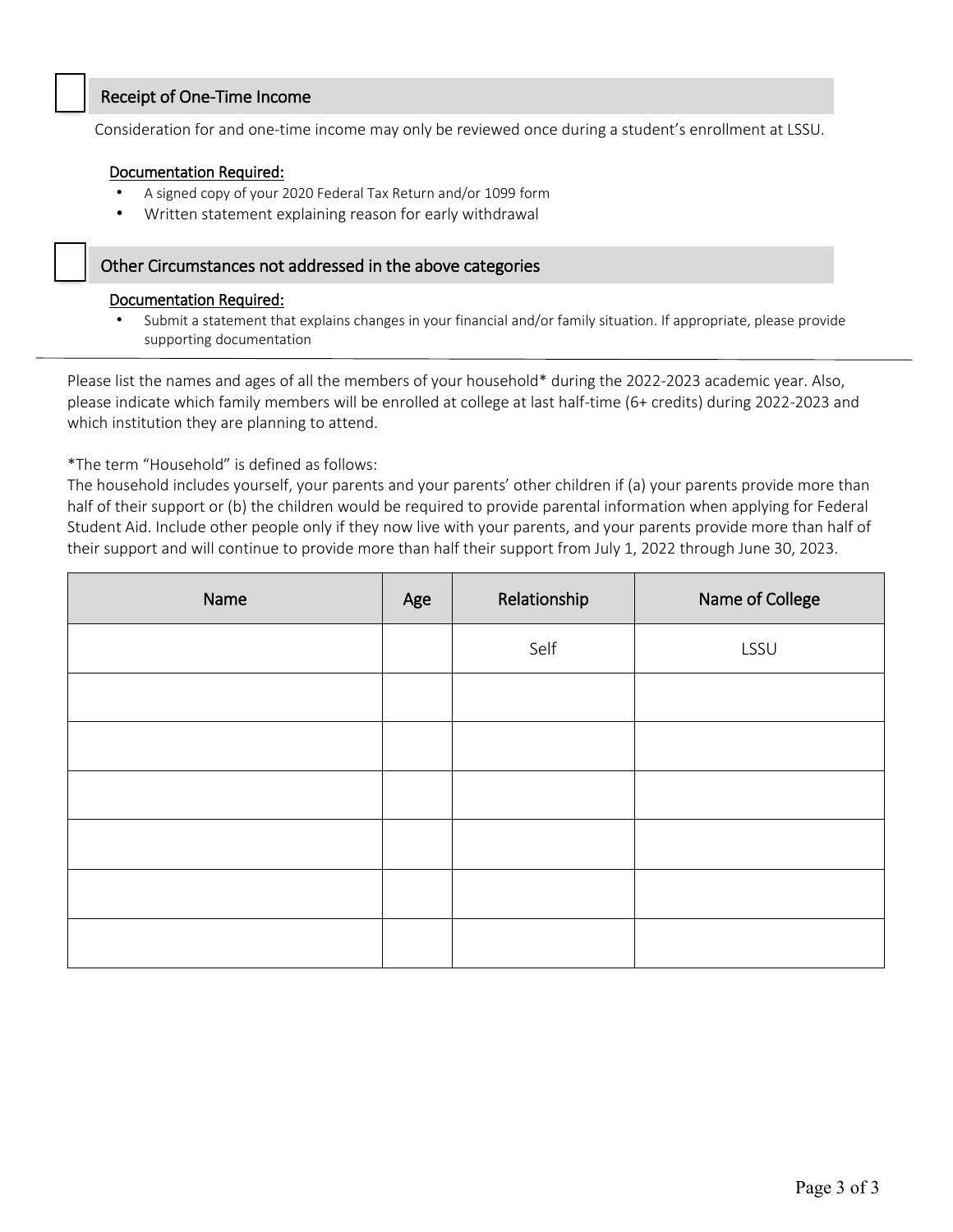☐ **Receipt of One-Time Income**

Consideration for and one-time income may only be reviewed once during a student's enrollment at LSSU.

Documentation Required:

- A signed copy of your 2020 Federal Tax Return and/or 1099 form
- Written statement explaining reason for early withdrawal

☐ **Other Circumstances not addressed in the above categories**

Documentation Required:

- Submit a statement that explains changes in your financial and/or family situation. If appropriate, please provide supporting documentation

---

Please list the names and ages of all the members of your household* during the 2022-2023 academic year. Also, please indicate which family members will be enrolled at college at last half-time (6+ credits) during 2022-2023 and which institution they are planning to attend.

*The term "Household" is defined as follows:
The household includes yourself, your parents and your parents' other children if (a) your parents provide more than half of their support or (b) the children would be required to provide parental information when applying for Federal Student Aid. Include other people only if they now live with your parents, and your parents provide more than half of their support and will continue to provide more than half their support from July 1, 2022 through June 30, 2023.

| Name | Age | Relationship | Name of College |
|---|---|---|---|
| | | Self | LSSU |
| | | | |
| | | | |
| | | | |
| | | | |
| | | | |
| | | | |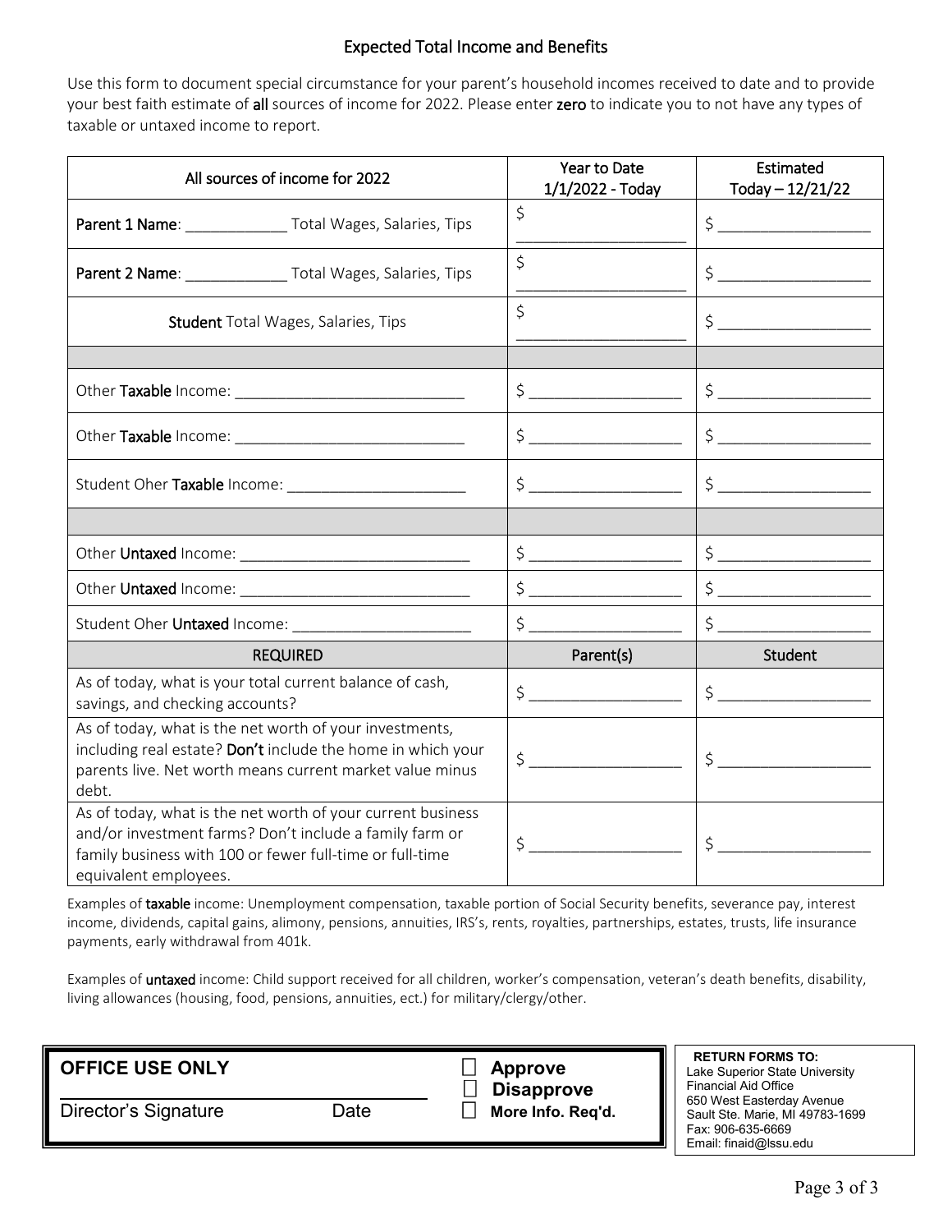## Expected Total Income and Benefits

Use this form to document special circumstance for your parent's household incomes received to date and to provide your best faith estimate of **all** sources of income for 2022. Please enter **zero** to indicate you to not have any types of taxable or untaxed income to report.

| All sources of income for 2022 | Year to Date 1/1/2022 - Today | Estimated Today – 12/21/22 |
|---|---|---|
| **Parent 1 Name**: ____________ Total Wages, Salaries, Tips | $ ____________ | $ ____________ |
| **Parent 2 Name**: ____________ Total Wages, Salaries, Tips | $ ____________ | $ ____________ |
| **Student** Total Wages, Salaries, Tips | $ ____________ | $ ____________ |
| | | |
| Other **Taxable** Income: ________________________ | $ ____________ | $ ____________ |
| Other **Taxable** Income: ________________________ | $ ____________ | $ ____________ |
| Student Oher **Taxable** Income: ____________________ | $ ____________ | $ ____________ |
| | | |
| Other **Untaxed** Income: ________________________ | $ ____________ | $ ____________ |
| Other **Untaxed** Income: ________________________ | $ ____________ | $ ____________ |
| Student Oher **Untaxed** Income: ____________________ | $ ____________ | $ ____________ |
| REQUIRED | Parent(s) | Student |
| As of today, what is your total current balance of cash, savings, and checking accounts? | $ ____________ | $ ____________ |
| As of today, what is the net worth of your investments, including real estate? **Don't** include the home in which your parents live. Net worth means current market value minus debt. | $ ____________ | $ ____________ |
| As of today, what is the net worth of your current business and/or investment farms? Don't include a family farm or family business with 100 or fewer full-time or full-time equivalent employees. | $ ____________ | $ ____________ |

Examples of **taxable** income: Unemployment compensation, taxable portion of Social Security benefits, severance pay, interest income, dividends, capital gains, alimony, pensions, annuities, IRS's, rents, royalties, partnerships, estates, trusts, life insurance payments, early withdrawal from 401k.

Examples of **untaxed** income: Child support received for all children, worker's compensation, veteran's death benefits, disability, living allowances (housing, food, pensions, annuities, ect.) for military/clergy/other.

**OFFICE USE ONLY**

______________________________
Director's Signature Date

☐ **Approve**
☐ **Disapprove**
☐ **More Info. Req'd.**

**RETURN FORMS TO:**
Lake Superior State University
Financial Aid Office
650 West Easterday Avenue
Sault Ste. Marie, MI 49783-1699
Fax: 906-635-6669
Email: finaid@lssu.edu